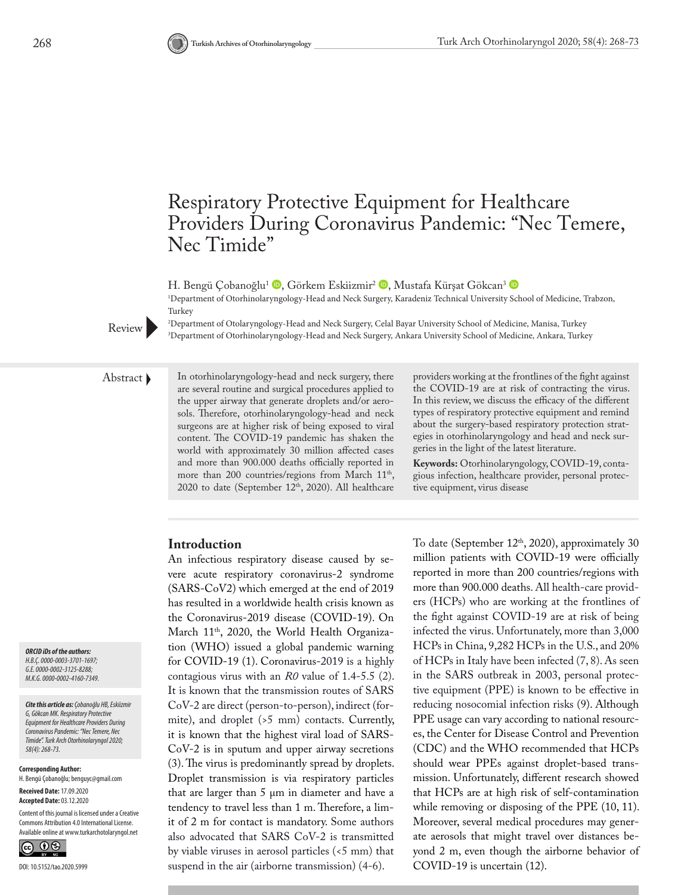# Respiratory Protective Equipment for Healthcare Providers During Coronavirus Pandemic: "Nec Temere, Nec Timide"

H. Bengü Çobanoğlu[1], Görkem Eskiizmir[2], Mustafa Kürşat Gökcan[3]

[1]Department of Otorhinolaryngology-Head and Neck Surgery, Karadeniz Technical University School of Medicine, Trabzon, Turkey

[2]Department of Otolaryngology-Head and Neck Surgery, Celal Bayar University School of Medicine, Manisa, Turkey

[3]Department of Otorhinolaryngology-Head and Neck Surgery, Ankara University School of Medicine, Ankara, Turkey

Review

**Abstract**

In otorhinolaryngology-head and neck surgery, there are several routine and surgical procedures applied to the upper airway that generate droplets and/or aerosols. Therefore, otorhinolaryngology-head and neck surgeons are at higher risk of being exposed to viral content. The COVID-19 pandemic has shaken the world with approximately 30 million affected cases and more than 900.000 deaths officially reported in more than 200 countries/regions from March 11th, 2020 to date (September 12th, 2020). All healthcare providers working at the frontlines of the fight against the COVID-19 are at risk of contracting the virus. In this review, we discuss the efficacy of the different types of respiratory protective equipment and remind about the surgery-based respiratory protection strategies in otorhinolaryngology and head and neck surgeries in the light of the latest literature.

**Keywords:** Otorhinolaryngology, COVID-19, contagious infection, healthcare provider, personal protective equipment, virus disease

## Introduction

An infectious respiratory disease caused by severe acute respiratory coronavirus-2 syndrome (SARS-CoV2) which emerged at the end of 2019 has resulted in a worldwide health crisis known as the Coronavirus-2019 disease (COVID-19). On March 11th, 2020, the World Health Organization (WHO) issued a global pandemic warning for COVID-19 (1). Coronavirus-2019 is a highly contagious virus with an *R0* value of 1.4-5.5 (2). It is known that the transmission routes of SARS CoV-2 are direct (person-to-person), indirect (formite), and droplet (>5 mm) contacts. Currently, it is known that the highest viral load of SARS-CoV-2 is in sputum and upper airway secretions (3). The virus is predominantly spread by droplets. Droplet transmission is via respiratory particles that are larger than 5 µm in diameter and have a tendency to travel less than 1 m. Therefore, a limit of 2 m for contact is mandatory. Some authors also advocated that SARS CoV-2 is transmitted by viable viruses in aerosol particles (<5 mm) that suspend in the air (airborne transmission) (4-6).

To date (September 12th, 2020), approximately 30 million patients with COVID-19 were officially reported in more than 200 countries/regions with more than 900.000 deaths. All health-care providers (HCPs) who are working at the frontlines of the fight against COVID-19 are at risk of being infected the virus. Unfortunately, more than 3,000 HCPs in China, 9,282 HCPs in the U.S., and 20% of HCPs in Italy have been infected (7, 8). As seen in the SARS outbreak in 2003, personal protective equipment (PPE) is known to be effective in reducing nosocomial infection risks (9). Although PPE usage can vary according to national resources, the Center for Disease Control and Prevention (CDC) and the WHO recommended that HCPs should wear PPEs against droplet-based transmission. Unfortunately, different research showed that HCPs are at high risk of self-contamination while removing or disposing of the PPE (10, 11). Moreover, several medical procedures may generate aerosols that might travel over distances beyond 2 m, even though the airborne behavior of COVID-19 is uncertain (12).

*ORCID iDs of the authors:*
*H.B.Ç. 0000-0003-3701-1697;*
*G.E. 0000-0002-3125-8288;*
*M.K.G. 0000-0002-4160-7349.*

***Cite this article as:*** *Çobanoğlu HB, Eskiizmir G, Gökcan MK. Respiratory Protective Equipment for Healthcare Providers During Coronavirus Pandemic: "Nec Temere, Nec Timide". Turk Arch Otorhinolaryngol 2020; 58(4): 268-73.*

**Corresponding Author:**
H. Bengü Çobanoğlu; benguyc@gmail.com

**Received Date:** 17.09.2020
**Accepted Date:** 03.12.2020

Content of this journal is licensed under a Creative Commons Attribution 4.0 International License. Available online at www.turkarchotolaryngol.net

DOI: 10.5152/tao.2020.5999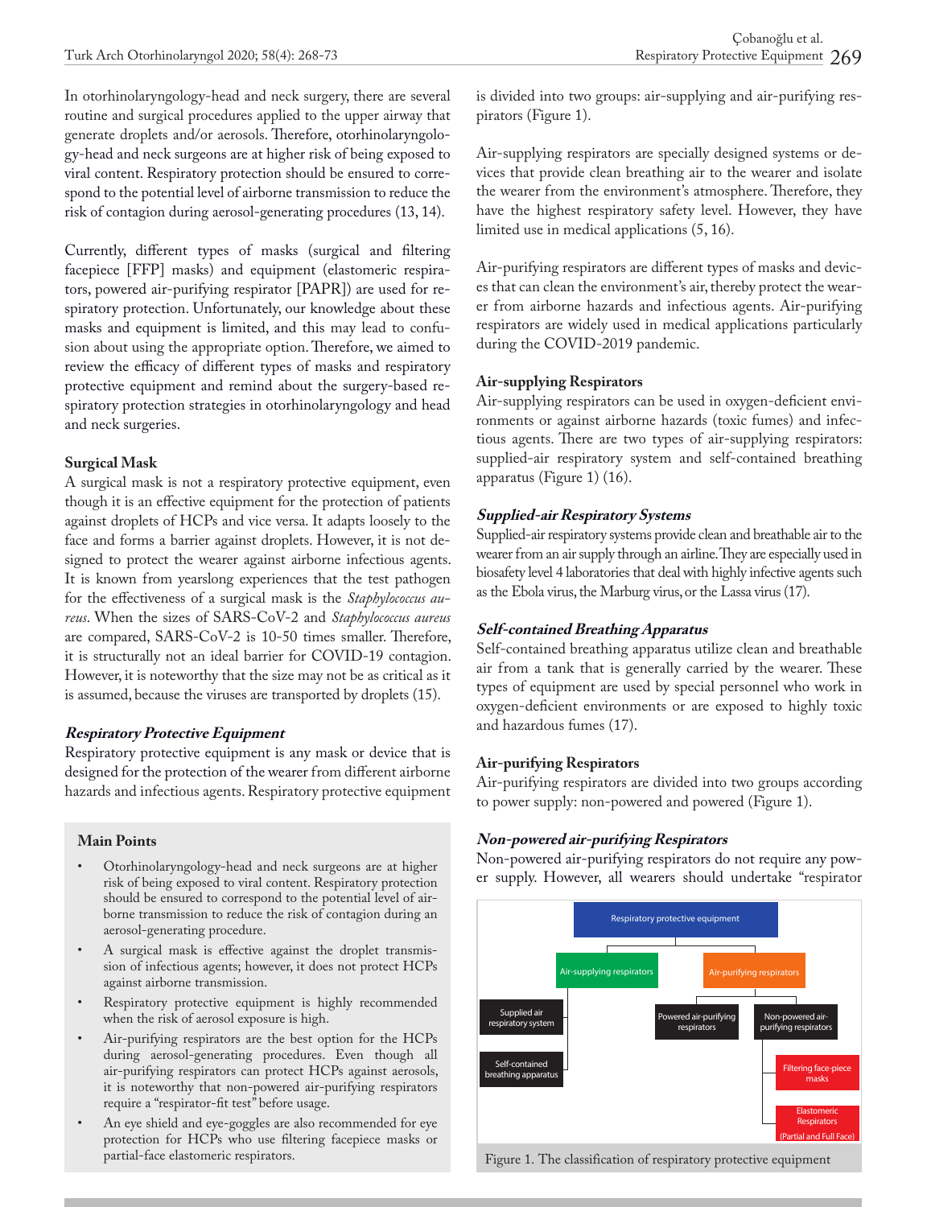In otorhinolaryngology-head and neck surgery, there are several routine and surgical procedures applied to the upper airway that generate droplets and/or aerosols. Therefore, otorhinolaryngology-head and neck surgeons are at higher risk of being exposed to viral content. Respiratory protection should be ensured to correspond to the potential level of airborne transmission to reduce the risk of contagion during aerosol-generating procedures (13, 14).

Currently, different types of masks (surgical and filtering facepiece [FFP] masks) and equipment (elastomeric respirators, powered air-purifying respirator [PAPR]) are used for respiratory protection. Unfortunately, our knowledge about these masks and equipment is limited, and this may lead to confusion about using the appropriate option. Therefore, we aimed to review the efficacy of different types of masks and respiratory protective equipment and remind about the surgery-based respiratory protection strategies in otorhinolaryngology and head and neck surgeries.

## Surgical Mask

A surgical mask is not a respiratory protective equipment, even though it is an effective equipment for the protection of patients against droplets of HCPs and vice versa. It adapts loosely to the face and forms a barrier against droplets. However, it is not designed to protect the wearer against airborne infectious agents. It is known from yearslong experiences that the test pathogen for the effectiveness of a surgical mask is the *Staphylococcus aureus*. When the sizes of SARS-CoV-2 and *Staphylococcus aureus* are compared, SARS-CoV-2 is 10-50 times smaller. Therefore, it is structurally not an ideal barrier for COVID-19 contagion. However, it is noteworthy that the size may not be as critical as it is assumed, because the viruses are transported by droplets (15).

### *Respiratory Protective Equipment*

Respiratory protective equipment is any mask or device that is designed for the protection of the wearer from different airborne hazards and infectious agents. Respiratory protective equipment is divided into two groups: air-supplying and air-purifying respirators (Figure 1).

Air-supplying respirators are specially designed systems or devices that provide clean breathing air to the wearer and isolate the wearer from the environment's atmosphere. Therefore, they have the highest respiratory safety level. However, they have limited use in medical applications (5, 16).

Air-purifying respirators are different types of masks and devices that can clean the environment's air, thereby protect the wearer from airborne hazards and infectious agents. Air-purifying respirators are widely used in medical applications particularly during the COVID-2019 pandemic.

> **Main Points**
>
> - Otorhinolaryngology-head and neck surgeons are at higher risk of being exposed to viral content. Respiratory protection should be ensured to correspond to the potential level of airborne transmission to reduce the risk of contagion during an aerosol-generating procedure.
> - A surgical mask is effective against the droplet transmission of infectious agents; however, it does not protect HCPs against airborne transmission.
> - Respiratory protective equipment is highly recommended when the risk of aerosol exposure is high.
> - Air-purifying respirators are the best option for the HCPs during aerosol-generating procedures. Even though all air-purifying respirators can protect HCPs against aerosols, it is noteworthy that non-powered air-purifying respirators require a "respirator-fit test" before usage.
> - An eye shield and eye-goggles are also recommended for eye protection for HCPs who use filtering facepiece masks or partial-face elastomeric respirators.

## Air-supplying Respirators

Air-supplying respirators can be used in oxygen-deficient environments or against airborne hazards (toxic fumes) and infectious agents. There are two types of air-supplying respirators: supplied-air respiratory system and self-contained breathing apparatus (Figure 1) (16).

### *Supplied-air Respiratory Systems*

Supplied-air respiratory systems provide clean and breathable air to the wearer from an air supply through an airline. They are especially used in biosafety level 4 laboratories that deal with highly infective agents such as the Ebola virus, the Marburg virus, or the Lassa virus (17).

### *Self-contained Breathing Apparatus*

Self-contained breathing apparatus utilize clean and breathable air from a tank that is generally carried by the wearer. These types of equipment are used by special personnel who work in oxygen-deficient environments or are exposed to highly toxic and hazardous fumes (17).

## Air-purifying Respirators

Air-purifying respirators are divided into two groups according to power supply: non-powered and powered (Figure 1).

### *Non-powered air-purifying Respirators*

Non-powered air-purifying respirators do not require any power supply. However, all wearers should undertake "respirator

- Respiratory protective equipment
  - Air-supplying respirators
    - Supplied air respiratory system
    - Self-contained breathing apparatus
  - Air-purifying respirators
    - Powered air-purifying respirators
    - Non-powered air-purifying respirators
      - Filtering face-piece masks
      - Elastomeric Respirators (Partial and Full Face)

Figure 1. The classification of respiratory protective equipment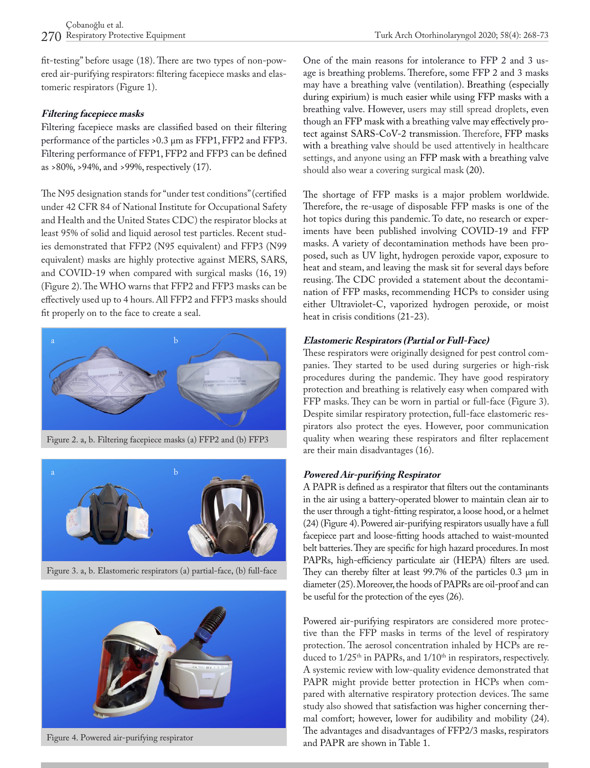fit-testing" before usage (18). There are two types of non-powered air-purifying respirators: filtering facepiece masks and elastomeric respirators (Figure 1).

### *Filtering facepiece masks*

Filtering facepiece masks are classified based on their filtering performance of the particles >0.3 μm as FFP1, FFP2 and FFP3. Filtering performance of FFP1, FFP2 and FFP3 can be defined as >80%, >94%, and >99%, respectively (17).

The N95 designation stands for "under test conditions" (certified under 42 CFR 84 of National Institute for Occupational Safety and Health and the United States CDC) the respirator blocks at least 95% of solid and liquid aerosol test particles. Recent studies demonstrated that FFP2 (N95 equivalent) and FFP3 (N99 equivalent) masks are highly protective against MERS, SARS, and COVID-19 when compared with surgical masks (16, 19) (Figure 2). The WHO warns that FFP2 and FFP3 masks can be effectively used up to 4 hours. All FFP2 and FFP3 masks should fit properly on to the face to create a seal.

Figure 2. a, b. Filtering facepiece masks (a) FFP2 and (b) FFP3

Figure 3. a, b. Elastomeric respirators (a) partial-face, (b) full-face

Figure 4. Powered air-purifying respirator

One of the main reasons for intolerance to FFP 2 and 3 usage is breathing problems. Therefore, some FFP 2 and 3 masks may have a breathing valve (ventilation). Breathing (especially during expirium) is much easier while using FFP masks with a breathing valve. However, users may still spread droplets, even though an FFP mask with a breathing valve may effectively protect against SARS-CoV-2 transmission. Therefore, FFP masks with a breathing valve should be used attentively in healthcare settings, and anyone using an FFP mask with a breathing valve should also wear a covering surgical mask (20).

The shortage of FFP masks is a major problem worldwide. Therefore, the re-usage of disposable FFP masks is one of the hot topics during this pandemic. To date, no research or experiments have been published involving COVID-19 and FFP masks. A variety of decontamination methods have been proposed, such as UV light, hydrogen peroxide vapor, exposure to heat and steam, and leaving the mask sit for several days before reusing. The CDC provided a statement about the decontamination of FFP masks, recommending HCPs to consider using either Ultraviolet-C, vaporized hydrogen peroxide, or moist heat in crisis conditions (21-23).

### *Elastomeric Respirators (Partial or Full-Face)*

These respirators were originally designed for pest control companies. They started to be used during surgeries or high-risk procedures during the pandemic. They have good respiratory protection and breathing is relatively easy when compared with FFP masks. They can be worn in partial or full-face (Figure 3). Despite similar respiratory protection, full-face elastomeric respirators also protect the eyes. However, poor communication quality when wearing these respirators and filter replacement are their main disadvantages (16).

### *Powered Air-purifying Respirator*

A PAPR is defined as a respirator that filters out the contaminants in the air using a battery-operated blower to maintain clean air to the user through a tight-fitting respirator, a loose hood, or a helmet (24) (Figure 4). Powered air-purifying respirators usually have a full facepiece part and loose-fitting hoods attached to waist-mounted belt batteries. They are specific for high hazard procedures. In most PAPRs, high-efficiency particulate air (HEPA) filters are used. They can thereby filter at least 99.7% of the particles 0.3 μm in diameter (25). Moreover, the hoods of PAPRs are oil-proof and can be useful for the protection of the eyes (26).

Powered air-purifying respirators are considered more protective than the FFP masks in terms of the level of respiratory protection. The aerosol concentration inhaled by HCPs are reduced to 1/25$^{th}$ in PAPRs, and 1/10$^{th}$ in respirators, respectively. A systemic review with low-quality evidence demonstrated that PAPR might provide better protection in HCPs when compared with alternative respiratory protection devices. The same study also showed that satisfaction was higher concerning thermal comfort; however, lower for audibility and mobility (24). The advantages and disadvantages of FFP2/3 masks, respirators and PAPR are shown in Table 1.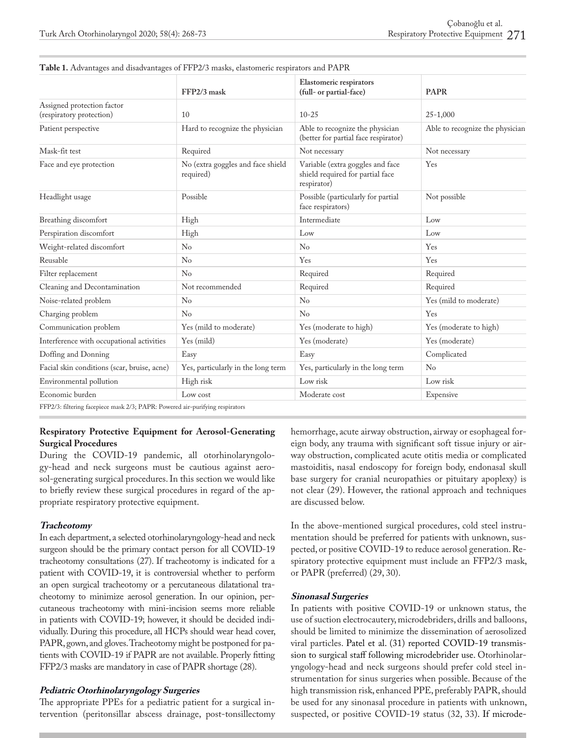**Table 1.** Advantages and disadvantages of FFP2/3 masks, elastomeric respirators and PAPR

| | FFP2/3 mask | Elastomeric respirators (full- or partial-face) | PAPR |
|---|---|---|---|
| Assigned protection factor (respiratory protection) | 10 | 10-25 | 25-1,000 |
| Patient perspective | Hard to recognize the physician | Able to recognize the physician (better for partial face respirator) | Able to recognize the physician |
| Mask-fit test | Required | Not necessary | Not necessary |
| Face and eye protection | No (extra goggles and face shield required) | Variable (extra goggles and face shield required for partial face respirator) | Yes |
| Headlight usage | Possible | Possible (particularly for partial face respirators) | Not possible |
| Breathing discomfort | High | Intermediate | Low |
| Perspiration discomfort | High | Low | Low |
| Weight-related discomfort | No | No | Yes |
| Reusable | No | Yes | Yes |
| Filter replacement | No | Required | Required |
| Cleaning and Decontamination | Not recommended | Required | Required |
| Noise-related problem | No | No | Yes (mild to moderate) |
| Charging problem | No | No | Yes |
| Communication problem | Yes (mild to moderate) | Yes (moderate to high) | Yes (moderate to high) |
| Interference with occupational activities | Yes (mild) | Yes (moderate) | Yes (moderate) |
| Doffing and Donning | Easy | Easy | Complicated |
| Facial skin conditions (scar, bruise, acne) | Yes, particularly in the long term | Yes, particularly in the long term | No |
| Environmental pollution | High risk | Low risk | Low risk |
| Economic burden | Low cost | Moderate cost | Expensive |

FFP2/3: filtering facepiece mask 2/3; PAPR: Powered air-purifying respirators

## Respiratory Protective Equipment for Aerosol-Generating Surgical Procedures

During the COVID-19 pandemic, all otorhinolaryngology-head and neck surgeons must be cautious against aerosol-generating surgical procedures. In this section we would like to briefly review these surgical procedures in regard of the appropriate respiratory protective equipment.

### *Tracheotomy*

In each department, a selected otorhinolaryngology-head and neck surgeon should be the primary contact person for all COVID-19 tracheotomy consultations (27). If tracheotomy is indicated for a patient with COVID-19, it is controversial whether to perform an open surgical tracheotomy or a percutaneous dilatational tracheotomy to minimize aerosol generation. In our opinion, percutaneous tracheotomy with mini-incision seems more reliable in patients with COVID-19; however, it should be decided individually. During this procedure, all HCPs should wear head cover, PAPR, gown, and gloves. Tracheotomy might be postponed for patients with COVID-19 if PAPR are not available. Properly fitting FFP2/3 masks are mandatory in case of PAPR shortage (28).

### *Pediatric Otorhinolaryngology Surgeries*

The appropriate PPEs for a pediatric patient for a surgical intervention (peritonsillar abscess drainage, post-tonsillectomy hemorrhage, acute airway obstruction, airway or esophageal foreign body, any trauma with significant soft tissue injury or airway obstruction, complicated acute otitis media or complicated mastoiditis, nasal endoscopy for foreign body, endonasal skull base surgery for cranial neuropathies or pituitary apoplexy) is not clear (29). However, the rational approach and techniques are discussed below.

In the above-mentioned surgical procedures, cold steel instrumentation should be preferred for patients with unknown, suspected, or positive COVID-19 to reduce aerosol generation. Respiratory protective equipment must include an FFP2/3 mask, or PAPR (preferred) (29, 30).

### *Sinonasal Surgeries*

In patients with positive COVID-19 or unknown status, the use of suction electrocautery, microdebriders, drills and balloons, should be limited to minimize the dissemination of aerosolized viral particles. Patel et al. (31) reported COVID-19 transmission to surgical staff following microdebrider use. Otorhinolaryngology-head and neck surgeons should prefer cold steel instrumentation for sinus surgeries when possible. Because of the high transmission risk, enhanced PPE, preferably PAPR, should be used for any sinonasal procedure in patients with unknown, suspected, or positive COVID-19 status (32, 33). If microde-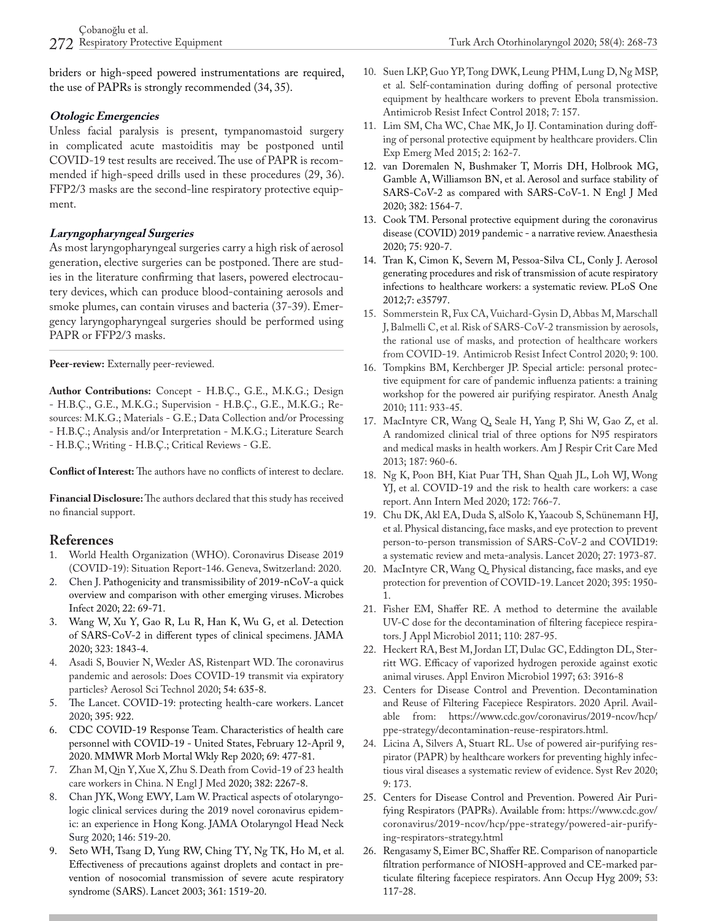briders or high-speed powered instrumentations are required, the use of PAPRs is strongly recommended (34, 35).

#### *Otologic Emergencies*

Unless facial paralysis is present, tympanomastoid surgery in complicated acute mastoiditis may be postponed until COVID-19 test results are received. The use of PAPR is recommended if high-speed drills used in these procedures (29, 36). FFP2/3 masks are the second-line respiratory protective equipment.

#### *Laryngopharyngeal Surgeries*

As most laryngopharyngeal surgeries carry a high risk of aerosol generation, elective surgeries can be postponed. There are studies in the literature confirming that lasers, powered electrocautery devices, which can produce blood-containing aerosols and smoke plumes, can contain viruses and bacteria (37-39). Emergency laryngopharyngeal surgeries should be performed using PAPR or FFP2/3 masks.

**Peer-review:** Externally peer-reviewed.

**Author Contributions:** Concept - H.B.Ç., G.E., M.K.G.; Design - H.B.Ç., G.E., M.K.G.; Supervision - H.B.Ç., G.E., M.K.G.; Resources: M.K.G.; Materials - G.E.; Data Collection and/or Processing - H.B.Ç.; Analysis and/or Interpretation - M.K.G.; Literature Search - H.B.Ç.; Writing - H.B.Ç.; Critical Reviews - G.E.

**Conflict of Interest:** The authors have no conflicts of interest to declare.

**Financial Disclosure:** The authors declared that this study has received no financial support.

## References

1. World Health Organization (WHO). Coronavirus Disease 2019 (COVID-19): Situation Report-146. Geneva, Switzerland: 2020.
2. Chen J. Pathogenicity and transmissibility of 2019-nCoV-a quick overview and comparison with other emerging viruses. Microbes Infect 2020; 22: 69-71.
3. Wang W, Xu Y, Gao R, Lu R, Han K, Wu G, et al. Detection of SARS-CoV-2 in different types of clinical specimens. JAMA 2020; 323: 1843-4.
4. Asadi S, Bouvier N, Wexler AS, Ristenpart WD. The coronavirus pandemic and aerosols: Does COVID-19 transmit via expiratory particles? Aerosol Sci Technol 2020; 54: 635-8.
5. The Lancet. COVID-19: protecting health-care workers. Lancet 2020; 395: 922.
6. CDC COVID-19 Response Team. Characteristics of health care personnel with COVID-19 - United States, February 12-April 9, 2020. MMWR Morb Mortal Wkly Rep 2020; 69: 477-81.
7. Zhan M, Qin Y, Xue X, Zhu S. Death from Covid-19 of 23 health care workers in China. N Engl J Med 2020; 382: 2267-8.
8. Chan JYK, Wong EWY, Lam W. Practical aspects of otolaryngologic clinical services during the 2019 novel coronavirus epidemic: an experience in Hong Kong. JAMA Otolaryngol Head Neck Surg 2020; 146: 519-20.
9. Seto WH, Tsang D, Yung RW, Ching TY, Ng TK, Ho M, et al. Effectiveness of precautions against droplets and contact in prevention of nosocomial transmission of severe acute respiratory syndrome (SARS). Lancet 2003; 361: 1519-20.
10. Suen LKP, Guo YP, Tong DWK, Leung PHM, Lung D, Ng MSP, et al. Self-contamination during doffing of personal protective equipment by healthcare workers to prevent Ebola transmission. Antimicrob Resist Infect Control 2018; 7: 157.
11. Lim SM, Cha WC, Chae MK, Jo IJ. Contamination during doffing of personal protective equipment by healthcare providers. Clin Exp Emerg Med 2015; 2: 162-7.
12. van Doremalen N, Bushmaker T, Morris DH, Holbrook MG, Gamble A, Williamson BN, et al. Aerosol and surface stability of SARS-CoV-2 as compared with SARS-CoV-1. N Engl J Med 2020; 382: 1564-7.
13. Cook TM. Personal protective equipment during the coronavirus disease (COVID) 2019 pandemic - a narrative review. Anaesthesia 2020; 75: 920-7.
14. Tran K, Cimon K, Severn M, Pessoa-Silva CL, Conly J. Aerosol generating procedures and risk of transmission of acute respiratory infections to healthcare workers: a systematic review. PLoS One 2012;7: e35797.
15. Sommerstein R, Fux CA, Vuichard-Gysin D, Abbas M, Marschall J, Balmelli C, et al. Risk of SARS-CoV-2 transmission by aerosols, the rational use of masks, and protection of healthcare workers from COVID-19. Antimicrob Resist Infect Control 2020; 9: 100.
16. Tompkins BM, Kerchberger JP. Special article: personal protective equipment for care of pandemic influenza patients: a training workshop for the powered air purifying respirator. Anesth Analg 2010; 111: 933-45.
17. MacIntyre CR, Wang Q, Seale H, Yang P, Shi W, Gao Z, et al. A randomized clinical trial of three options for N95 respirators and medical masks in health workers. Am J Respir Crit Care Med 2013; 187: 960-6.
18. Ng K, Poon BH, Kiat Puar TH, Shan Quah JL, Loh WJ, Wong YJ, et al. COVID-19 and the risk to health care workers: a case report. Ann Intern Med 2020; 172: 766-7.
19. Chu DK, Akl EA, Duda S, alSolo K, Yaacoub S, Schünemann HJ, et al. Physical distancing, face masks, and eye protection to prevent person-to-person transmission of SARS-CoV-2 and COVID19: a systematic review and meta-analysis. Lancet 2020; 27: 1973-87.
20. MacIntyre CR, Wang Q. Physical distancing, face masks, and eye protection for prevention of COVID-19. Lancet 2020; 395: 1950-1.
21. Fisher EM, Shaffer RE. A method to determine the available UV-C dose for the decontamination of filtering facepiece respirators. J Appl Microbiol 2011; 110: 287-95.
22. Heckert RA, Best M, Jordan LT, Dulac GC, Eddington DL, Sterritt WG. Efficacy of vaporized hydrogen peroxide against exotic animal viruses. Appl Environ Microbiol 1997; 63: 3916-8
23. Centers for Disease Control and Prevention. Decontamination and Reuse of Filtering Facepiece Respirators. 2020 April. Available from: https://www.cdc.gov/coronavirus/2019-ncov/hcp/ppe-strategy/decontamination-reuse-respirators.html.
24. Licina A, Silvers A, Stuart RL. Use of powered air-purifying respirator (PAPR) by healthcare workers for preventing highly infectious viral diseases a systematic review of evidence. Syst Rev 2020; 9: 173.
25. Centers for Disease Control and Prevention. Powered Air Purifying Respirators (PAPRs). Available from: https://www.cdc.gov/coronavirus/2019-ncov/hcp/ppe-strategy/powered-air-purifying-respirators-strategy.html
26. Rengasamy S, Eimer BC, Shaffer RE. Comparison of nanoparticle filtration performance of NIOSH-approved and CE-marked particulate filtering facepiece respirators. Ann Occup Hyg 2009; 53: 117-28.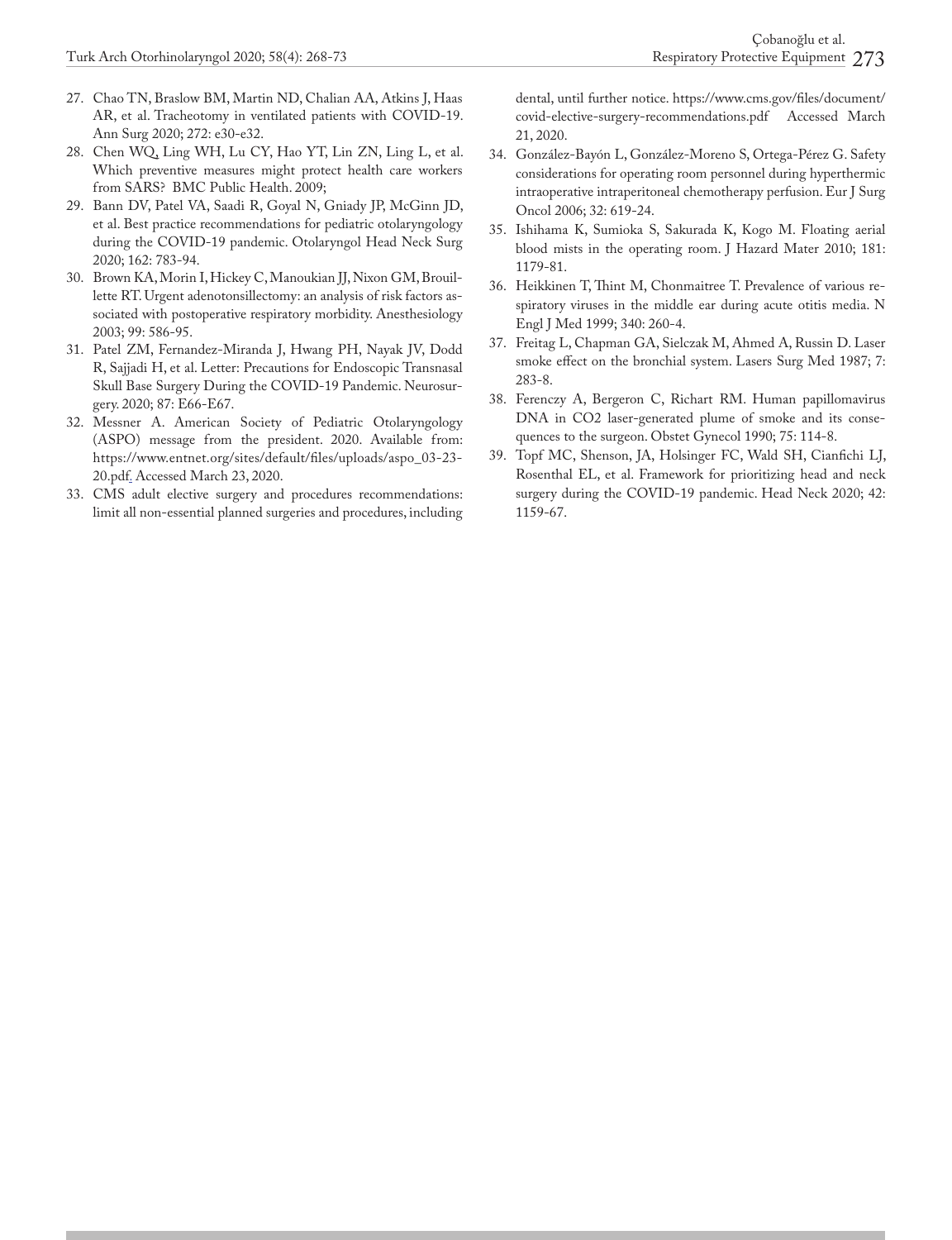27. Chao TN, Braslow BM, Martin ND, Chalian AA, Atkins J, Haas AR, et al. Tracheotomy in ventilated patients with COVID-19. Ann Surg 2020; 272: e30-e32.
28. Chen WQ, Ling WH, Lu CY, Hao YT, Lin ZN, Ling L, et al. Which preventive measures might protect health care workers from SARS? BMC Public Health. 2009;
29. Bann DV, Patel VA, Saadi R, Goyal N, Gniady JP, McGinn JD, et al. Best practice recommendations for pediatric otolaryngology during the COVID-19 pandemic. Otolaryngol Head Neck Surg 2020; 162: 783-94.
30. Brown KA, Morin I, Hickey C, Manoukian JJ, Nixon GM, Brouillette RT. Urgent adenotonsillectomy: an analysis of risk factors associated with postoperative respiratory morbidity. Anesthesiology 2003; 99: 586-95.
31. Patel ZM, Fernandez-Miranda J, Hwang PH, Nayak JV, Dodd R, Sajjadi H, et al. Letter: Precautions for Endoscopic Transnasal Skull Base Surgery During the COVID-19 Pandemic. Neurosurgery. 2020; 87: E66-E67.
32. Messner A. American Society of Pediatric Otolaryngology (ASPO) message from the president. 2020. Available from: https://www.entnet.org/sites/default/files/uploads/aspo_03-23-20.pdf. Accessed March 23, 2020.
33. CMS adult elective surgery and procedures recommendations: limit all non-essential planned surgeries and procedures, including dental, until further notice. https://www.cms.gov/files/document/covid-elective-surgery-recommendations.pdf Accessed March 21, 2020.
34. González-Bayón L, González-Moreno S, Ortega-Pérez G. Safety considerations for operating room personnel during hyperthermic intraoperative intraperitoneal chemotherapy perfusion. Eur J Surg Oncol 2006; 32: 619-24.
35. Ishihama K, Sumioka S, Sakurada K, Kogo M. Floating aerial blood mists in the operating room. J Hazard Mater 2010; 181: 1179-81.
36. Heikkinen T, Thint M, Chonmaitree T. Prevalence of various respiratory viruses in the middle ear during acute otitis media. N Engl J Med 1999; 340: 260-4.
37. Freitag L, Chapman GA, Sielczak M, Ahmed A, Russin D. Laser smoke effect on the bronchial system. Lasers Surg Med 1987; 7: 283-8.
38. Ferenczy A, Bergeron C, Richart RM. Human papillomavirus DNA in CO2 laser-generated plume of smoke and its consequences to the surgeon. Obstet Gynecol 1990; 75: 114-8.
39. Topf MC, Shenson, JA, Holsinger FC, Wald SH, Cianfichi LJ, Rosenthal EL, et al. Framework for prioritizing head and neck surgery during the COVID-19 pandemic. Head Neck 2020; 42: 1159-67.